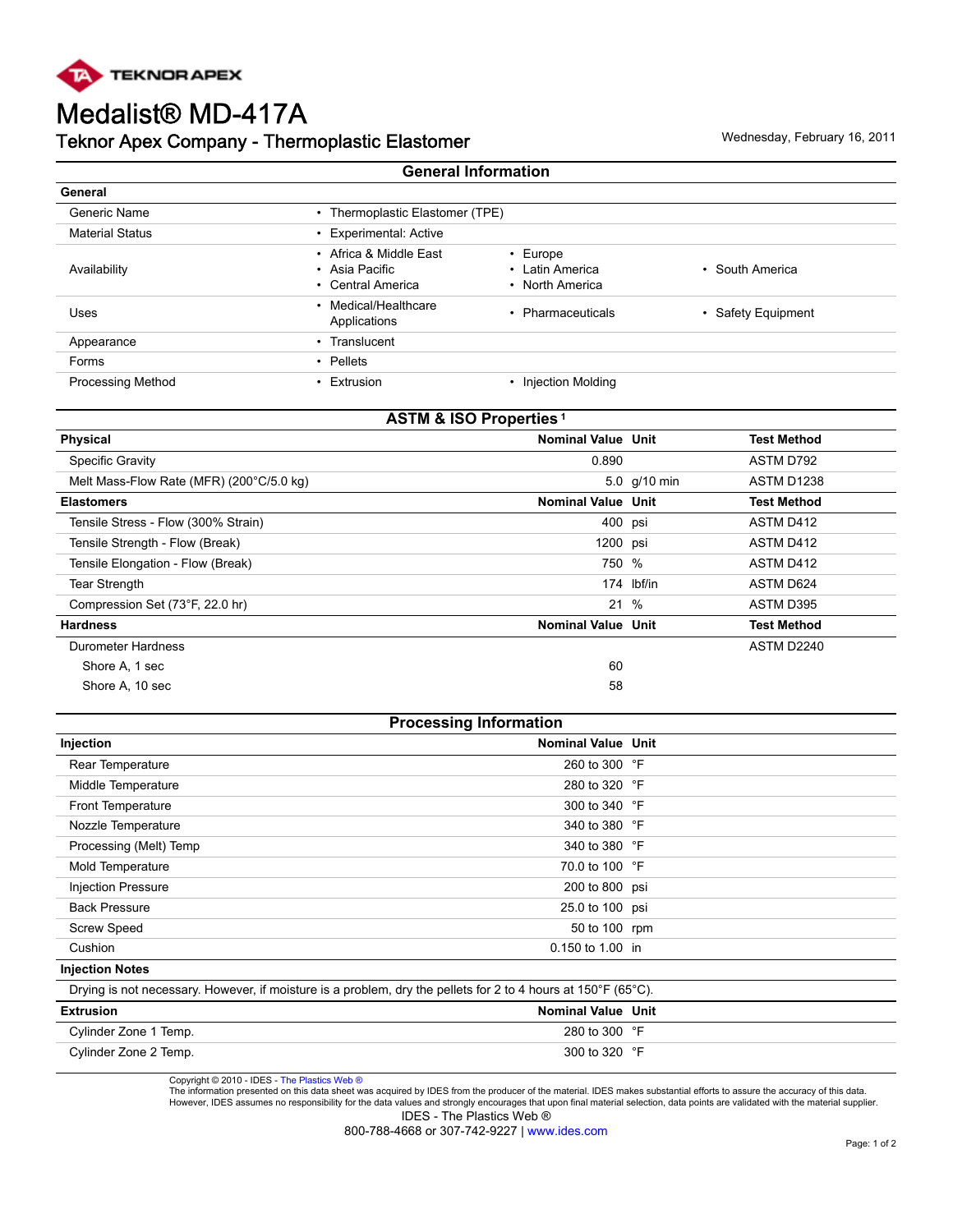TEKNOR APEX

# Medalist® MD-417A

## Teknor Apex Company - Thermoplastic Elastomer

Wednesday, February 16, 2011

## General Information

| General | | | |
|---|---|---|---|
| Generic Name | • Thermoplastic Elastomer (TPE) | | |
| Material Status | • Experimental: Active | | |
| Availability | • Africa & Middle East<br>• Asia Pacific<br>• Central America | • Europe<br>• Latin America<br>• North America | • South America |
| Uses | • Medical/Healthcare Applications | • Pharmaceuticals | • Safety Equipment |
| Appearance | • Translucent | | |
| Forms | • Pellets | | |
| Processing Method | • Extrusion | • Injection Molding | |

## ASTM & ISO Properties [1]

| Physical | Nominal Value | Unit | Test Method |
|---|---|---|---|
| Specific Gravity | 0.890 | | ASTM D792 |
| Melt Mass-Flow Rate (MFR) (200°C/5.0 kg) | 5.0 | g/10 min | ASTM D1238 |
| **Elastomers** | **Nominal Value** | **Unit** | **Test Method** |
| Tensile Stress - Flow (300% Strain) | 400 | psi | ASTM D412 |
| Tensile Strength - Flow (Break) | 1200 | psi | ASTM D412 |
| Tensile Elongation - Flow (Break) | 750 | % | ASTM D412 |
| Tear Strength | 174 | lbf/in | ASTM D624 |
| Compression Set (73°F, 22.0 hr) | 21 | % | ASTM D395 |
| **Hardness** | **Nominal Value** | **Unit** | **Test Method** |
| Durometer Hardness | | | ASTM D2240 |
| Shore A, 1 sec | 60 | | |
| Shore A, 10 sec | 58 | | |

## Processing Information

| Injection | Nominal Value | Unit |
|---|---|---|
| Rear Temperature | 260 to 300 | °F |
| Middle Temperature | 280 to 320 | °F |
| Front Temperature | 300 to 340 | °F |
| Nozzle Temperature | 340 to 380 | °F |
| Processing (Melt) Temp | 340 to 380 | °F |
| Mold Temperature | 70.0 to 100 | °F |
| Injection Pressure | 200 to 800 | psi |
| Back Pressure | 25.0 to 100 | psi |
| Screw Speed | 50 to 100 | rpm |
| Cushion | 0.150 to 1.00 | in |

**Injection Notes**

Drying is not necessary. However, if moisture is a problem, dry the pellets for 2 to 4 hours at 150°F (65°C).

| Extrusion | Nominal Value | Unit |
|---|---|---|
| Cylinder Zone 1 Temp. | 280 to 300 | °F |
| Cylinder Zone 2 Temp. | 300 to 320 | °F |

Copyright © 2010 - IDES - The Plastics Web ®
The information presented on this data sheet was acquired by IDES from the producer of the material. IDES makes substantial efforts to assure the accuracy of this data. However, IDES assumes no responsibility for the data values and strongly encourages that upon final material selection, data points are validated with the material supplier.
IDES - The Plastics Web ®
800-788-4668 or 307-742-9227 | www.ides.com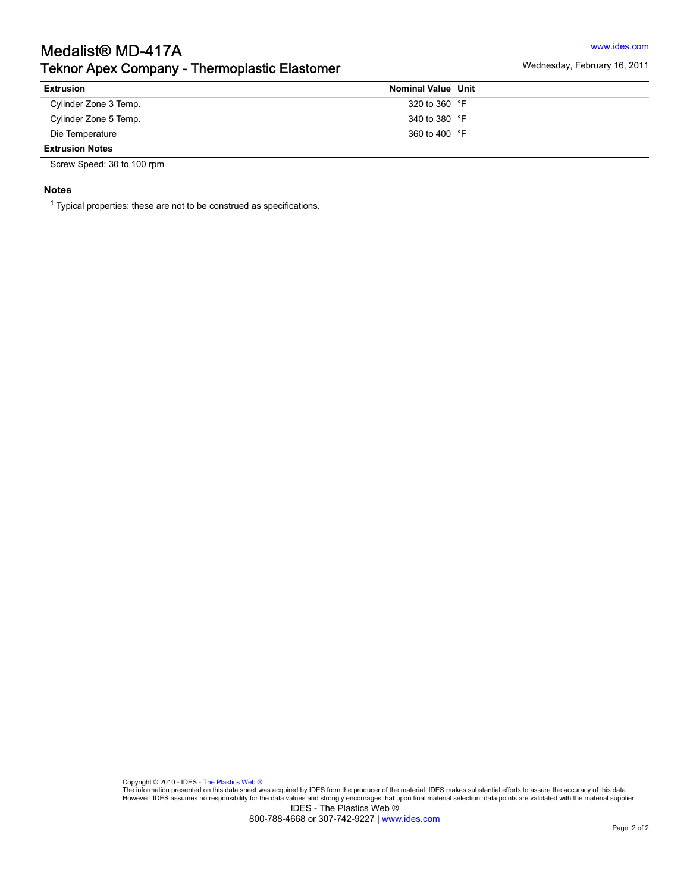| Extrusion | Nominal Value | Unit |
| --- | --- | --- |
| Cylinder Zone 3 Temp. | 320 to 360 | °F |
| Cylinder Zone 5 Temp. | 340 to 380 | °F |
| Die Temperature | 360 to 400 | °F |

**Extrusion Notes**

Screw Speed: 30 to 100 rpm

### Notes

[1] Typical properties: these are not to be construed as specifications.

Copyright © 2010 - IDES - The Plastics Web ®
The information presented on this data sheet was acquired by IDES from the producer of the material. IDES makes substantial efforts to assure the accuracy of this data. However, IDES assumes no responsibility for the data values and strongly encourages that upon final material selection, data points are validated with the material supplier.

IDES - The Plastics Web ®
800-788-4668 or 307-742-9227 | www.ides.com